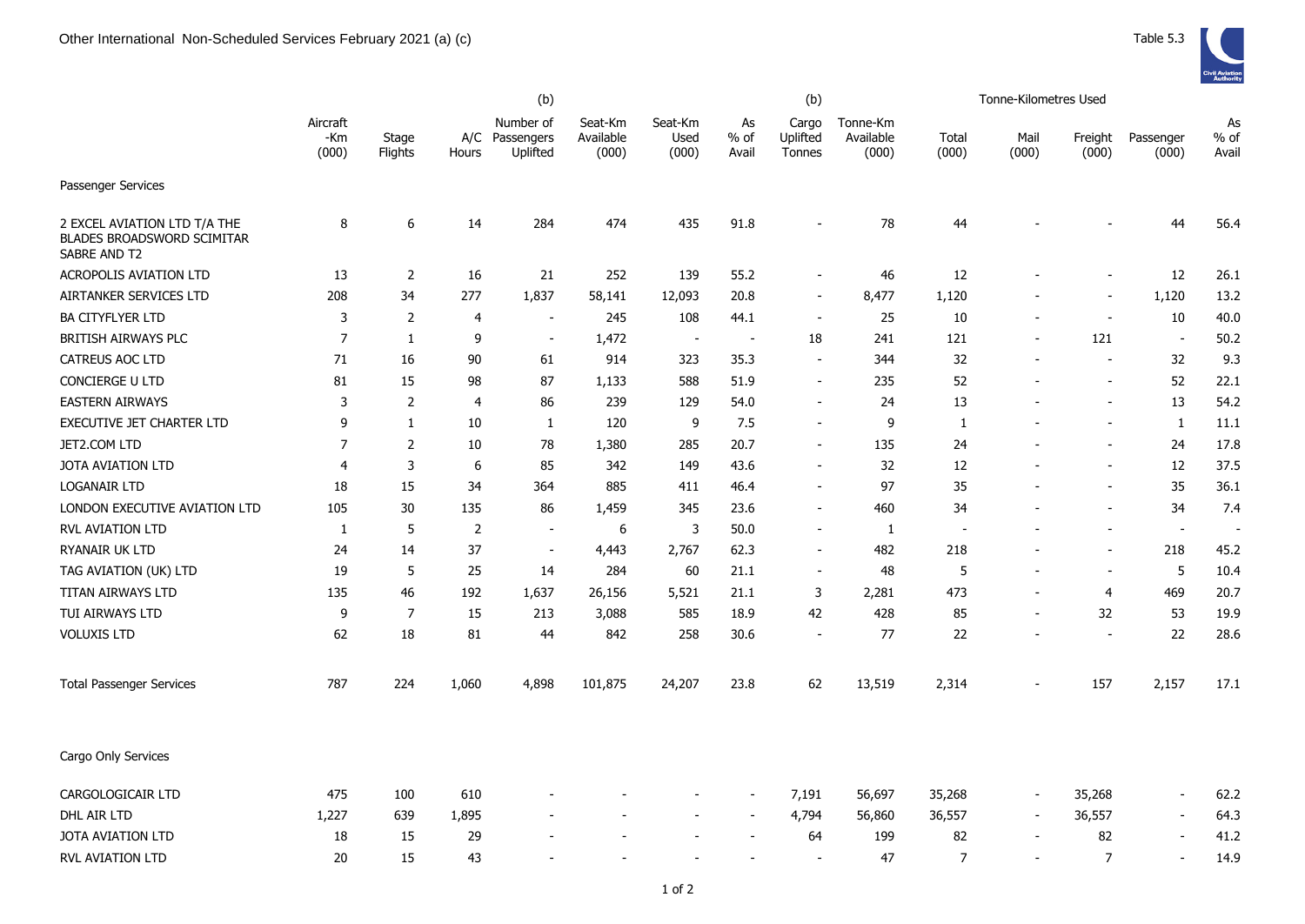# Other International Non-Scheduled Services February 2021 (a) (c)

Table 5.3

| | Aircraft -Km (000) | Stage Flights | A/C Hours | (b) Number of Passengers Uplifted | Seat-Km Available (000) | Seat-Km Used (000) | As % of Avail | (b) Cargo Uplifted Tonnes | Tonne-Km Available (000) | Tonne-Kilometres Used Total (000) | Mail (000) | Freight (000) | Passenger (000) | As % of Avail |
|---|---|---|---|---|---|---|---|---|---|---|---|---|---|---|
| **Passenger Services** | | | | | | | | | | | | | | |
| 2 EXCEL AVIATION LTD T/A THE BLADES BROADSWORD SCIMITAR SABRE AND T2 | 8 | 6 | 14 | 284 | 474 | 435 | 91.8 | - | 78 | 44 | - | - | 44 | 56.4 |
| ACROPOLIS AVIATION LTD | 13 | 2 | 16 | 21 | 252 | 139 | 55.2 | - | 46 | 12 | - | - | 12 | 26.1 |
| AIRTANKER SERVICES LTD | 208 | 34 | 277 | 1,837 | 58,141 | 12,093 | 20.8 | - | 8,477 | 1,120 | - | - | 1,120 | 13.2 |
| BA CITYFLYER LTD | 3 | 2 | 4 | - | 245 | 108 | 44.1 | - | 25 | 10 | - | - | 10 | 40.0 |
| BRITISH AIRWAYS PLC | 7 | 1 | 9 | - | 1,472 | - | - | 18 | 241 | 121 | - | 121 | - | 50.2 |
| CATREUS AOC LTD | 71 | 16 | 90 | 61 | 914 | 323 | 35.3 | - | 344 | 32 | - | - | 32 | 9.3 |
| CONCIERGE U LTD | 81 | 15 | 98 | 87 | 1,133 | 588 | 51.9 | - | 235 | 52 | - | - | 52 | 22.1 |
| EASTERN AIRWAYS | 3 | 2 | 4 | 86 | 239 | 129 | 54.0 | - | 24 | 13 | - | - | 13 | 54.2 |
| EXECUTIVE JET CHARTER LTD | 9 | 1 | 10 | 1 | 120 | 9 | 7.5 | - | 9 | 1 | - | - | 1 | 11.1 |
| JET2.COM LTD | 7 | 2 | 10 | 78 | 1,380 | 285 | 20.7 | - | 135 | 24 | - | - | 24 | 17.8 |
| JOTA AVIATION LTD | 4 | 3 | 6 | 85 | 342 | 149 | 43.6 | - | 32 | 12 | - | - | 12 | 37.5 |
| LOGANAIR LTD | 18 | 15 | 34 | 364 | 885 | 411 | 46.4 | - | 97 | 35 | - | - | 35 | 36.1 |
| LONDON EXECUTIVE AVIATION LTD | 105 | 30 | 135 | 86 | 1,459 | 345 | 23.6 | - | 460 | 34 | - | - | 34 | 7.4 |
| RVL AVIATION LTD | 1 | 5 | 2 | - | 6 | 3 | 50.0 | - | 1 | - | - | - | - | - |
| RYANAIR UK LTD | 24 | 14 | 37 | - | 4,443 | 2,767 | 62.3 | - | 482 | 218 | - | - | 218 | 45.2 |
| TAG AVIATION (UK) LTD | 19 | 5 | 25 | 14 | 284 | 60 | 21.1 | - | 48 | 5 | - | - | 5 | 10.4 |
| TITAN AIRWAYS LTD | 135 | 46 | 192 | 1,637 | 26,156 | 5,521 | 21.1 | 3 | 2,281 | 473 | - | 4 | 469 | 20.7 |
| TUI AIRWAYS LTD | 9 | 7 | 15 | 213 | 3,088 | 585 | 18.9 | 42 | 428 | 85 | - | 32 | 53 | 19.9 |
| VOLUXIS LTD | 62 | 18 | 81 | 44 | 842 | 258 | 30.6 | - | 77 | 22 | - | - | 22 | 28.6 |
| Total Passenger Services | 787 | 224 | 1,060 | 4,898 | 101,875 | 24,207 | 23.8 | 62 | 13,519 | 2,314 | - | 157 | 2,157 | 17.1 |
| **Cargo Only Services** | | | | | | | | | | | | | | |
| CARGOLOGICAIR LTD | 475 | 100 | 610 | - | - | - | - | 7,191 | 56,697 | 35,268 | - | 35,268 | - | 62.2 |
| DHL AIR LTD | 1,227 | 639 | 1,895 | - | - | - | - | 4,794 | 56,860 | 36,557 | - | 36,557 | - | 64.3 |
| JOTA AVIATION LTD | 18 | 15 | 29 | - | - | - | - | 64 | 199 | 82 | - | 82 | - | 41.2 |
| RVL AVIATION LTD | 20 | 15 | 43 | - | - | - | - | - | 47 | 7 | - | 7 | - | 14.9 |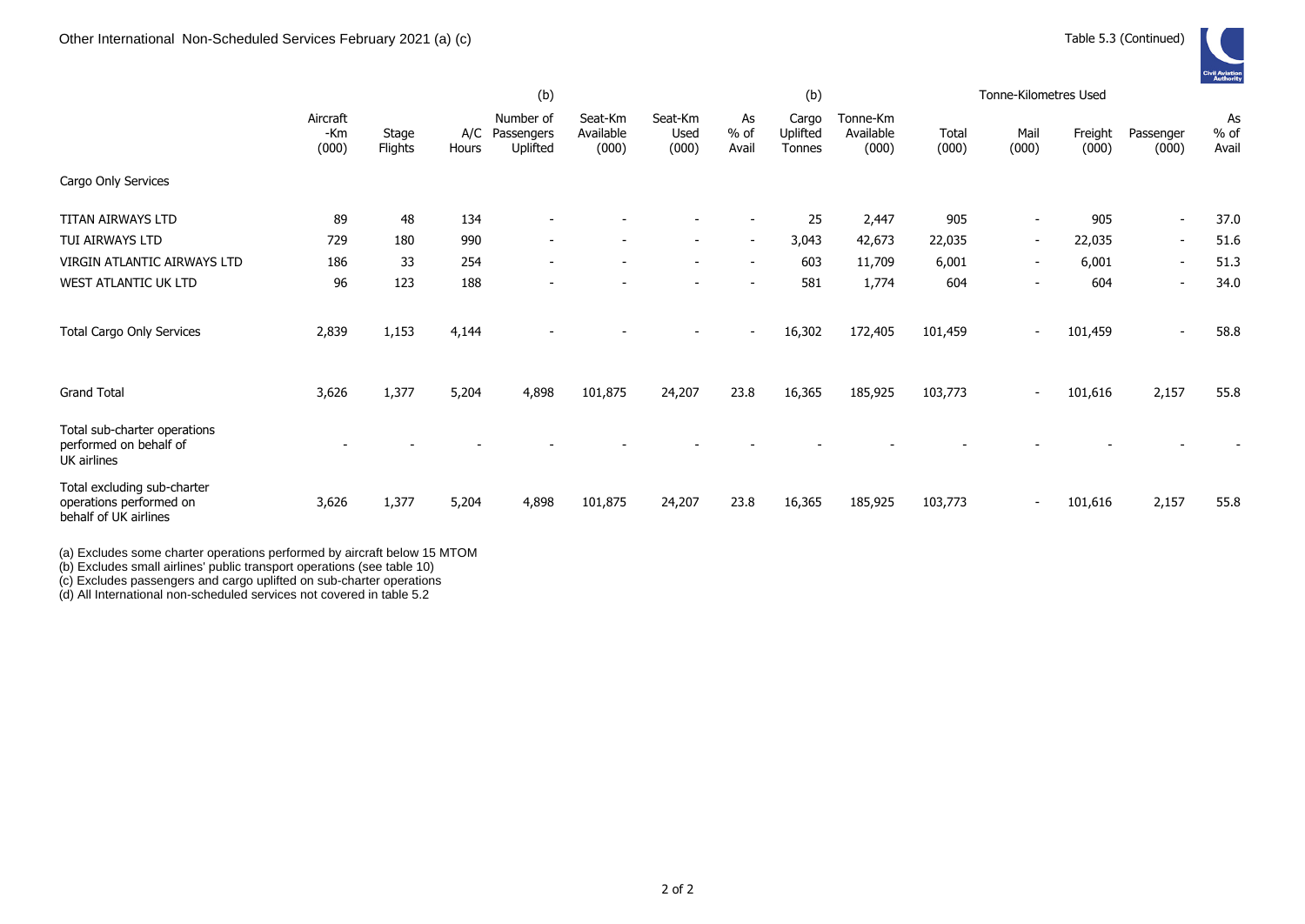Other International Non-Scheduled Services February 2021 (a) (c)

Table 5.3 (Continued)

| | Aircraft -Km (000) | Stage Flights | A/C Hours | (b) Number of Passengers Uplifted | Seat-Km Available (000) | Seat-Km Used (000) | As % of Avail | (b) Cargo Uplifted Tonnes | Tonne-Km Available (000) | Tonne-Kilometres Used Total (000) | Mail (000) | Freight (000) | Passenger (000) | As % of Avail |
|---|---|---|---|---|---|---|---|---|---|---|---|---|---|---|
| Cargo Only Services | | | | | | | | | | | | | | |
| TITAN AIRWAYS LTD | 89 | 48 | 134 | - | - | - | - | 25 | 2,447 | 905 | - | 905 | - | 37.0 |
| TUI AIRWAYS LTD | 729 | 180 | 990 | - | - | - | - | 3,043 | 42,673 | 22,035 | - | 22,035 | - | 51.6 |
| VIRGIN ATLANTIC AIRWAYS LTD | 186 | 33 | 254 | - | - | - | - | 603 | 11,709 | 6,001 | - | 6,001 | - | 51.3 |
| WEST ATLANTIC UK LTD | 96 | 123 | 188 | - | - | - | - | 581 | 1,774 | 604 | - | 604 | - | 34.0 |
| Total Cargo Only Services | 2,839 | 1,153 | 4,144 | - | - | - | - | 16,302 | 172,405 | 101,459 | - | 101,459 | - | 58.8 |
| Grand Total | 3,626 | 1,377 | 5,204 | 4,898 | 101,875 | 24,207 | 23.8 | 16,365 | 185,925 | 103,773 | - | 101,616 | 2,157 | 55.8 |
| Total sub-charter operations performed on behalf of UK airlines | - | - | - | - | - | - | - | - | - | - | - | - | - | - |
| Total excluding sub-charter operations performed on behalf of UK airlines | 3,626 | 1,377 | 5,204 | 4,898 | 101,875 | 24,207 | 23.8 | 16,365 | 185,925 | 103,773 | - | 101,616 | 2,157 | 55.8 |

(a) Excludes some charter operations performed by aircraft below 15 MTOM
(b) Excludes small airlines' public transport operations (see table 10)
(c) Excludes passengers and cargo uplifted on sub-charter operations
(d) All International non-scheduled services not covered in table 5.2